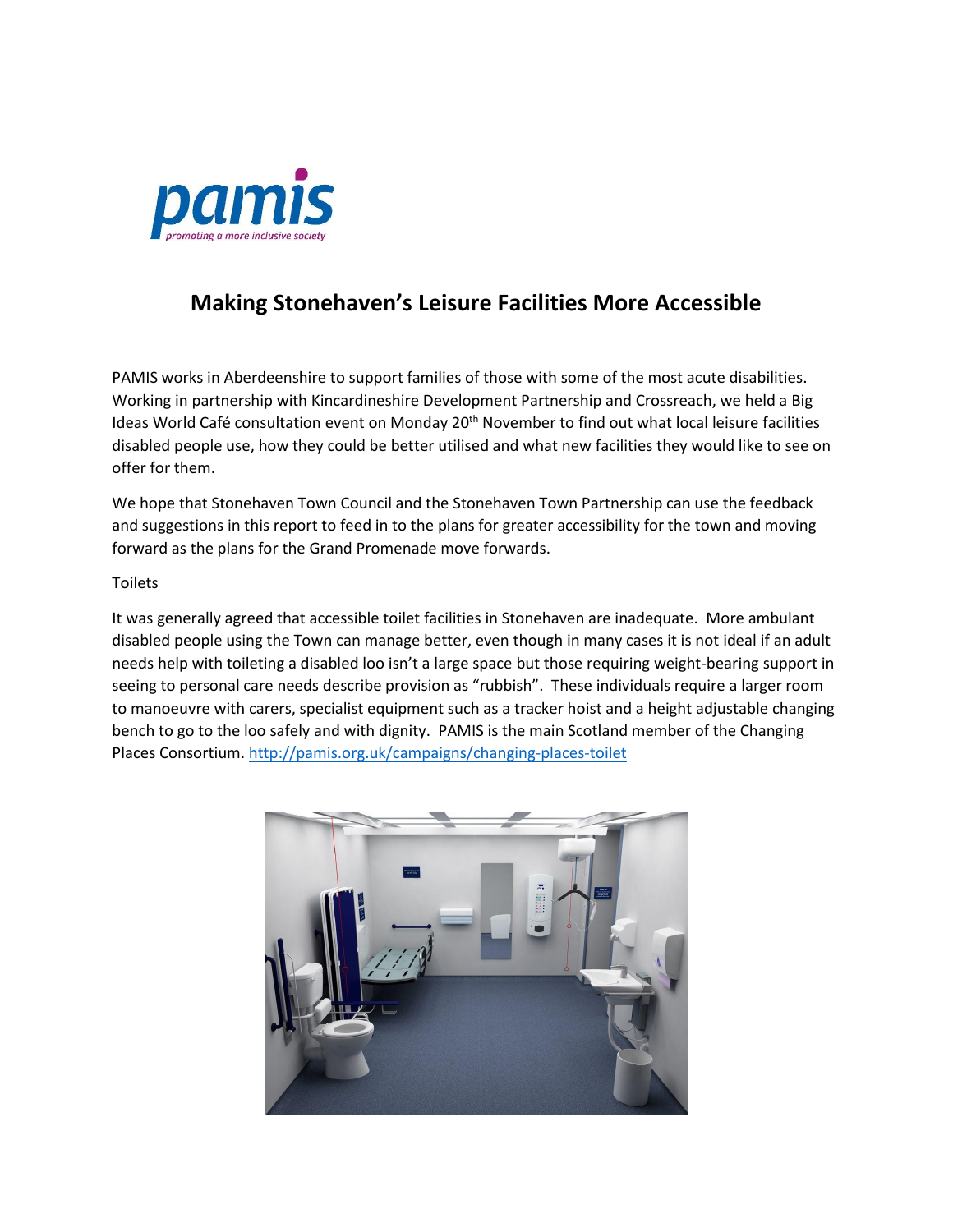# Making Stonehaven's Leisure Facilities More Accessible

PAMIS works in Aberdeenshire to support families of those with some of the most acute disabilities. Working in partnership with Kincardineshire Development Partnership and Crossreach, we held a Big Ideas World Café consultation event on Monday 20th November to find out what local leisure facilities disabled people use, how they could be better utilised and what new facilities they would like to see on offer for them.

We hope that Stonehaven Town Council and the Stonehaven Town Partnership can use the feedback and suggestions in this report to feed in to the plans for greater accessibility for the town and moving forward as the plans for the Grand Promenade move forwards.

## Toilets

It was generally agreed that accessible toilet facilities in Stonehaven are inadequate. More ambulant disabled people using the Town can manage better, even though in many cases it is not ideal if an adult needs help with toileting a disabled loo isn't a large space but those requiring weight-bearing support in seeing to personal care needs describe provision as "rubbish". These individuals require a larger room to manoeuvre with carers, specialist equipment such as a tracker hoist and a height adjustable changing bench to go to the loo safely and with dignity. PAMIS is the main Scotland member of the Changing Places Consortium. http://pamis.org.uk/campaigns/changing-places-toilet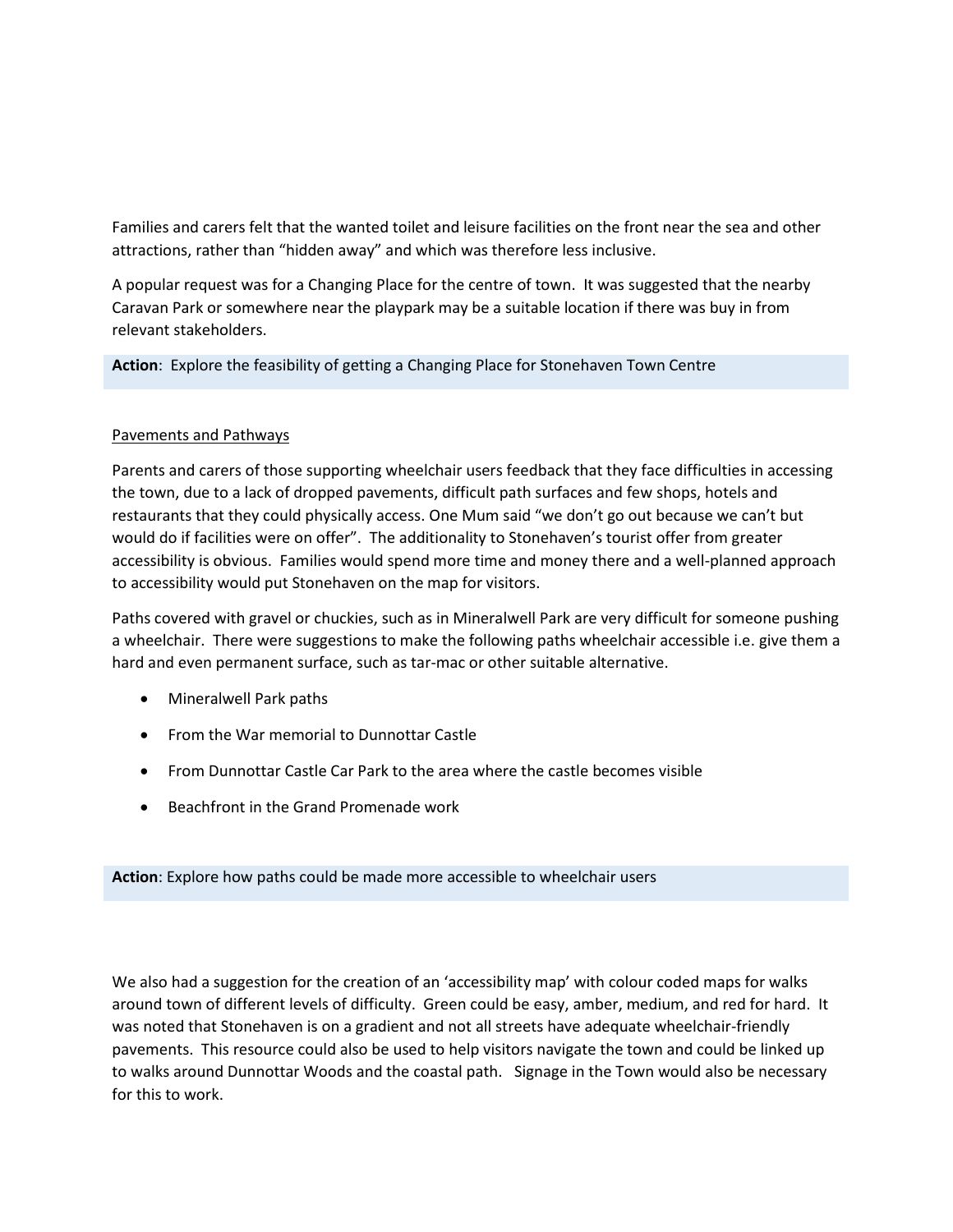Families and carers felt that the wanted toilet and leisure facilities on the front near the sea and other attractions, rather than "hidden away" and which was therefore less inclusive.

A popular request was for a Changing Place for the centre of town. It was suggested that the nearby Caravan Park or somewhere near the playpark may be a suitable location if there was buy in from relevant stakeholders.

**Action**: Explore the feasibility of getting a Changing Place for Stonehaven Town Centre

Pavements and Pathways

Parents and carers of those supporting wheelchair users feedback that they face difficulties in accessing the town, due to a lack of dropped pavements, difficult path surfaces and few shops, hotels and restaurants that they could physically access. One Mum said "we don't go out because we can't but would do if facilities were on offer". The additionality to Stonehaven's tourist offer from greater accessibility is obvious. Families would spend more time and money there and a well-planned approach to accessibility would put Stonehaven on the map for visitors.

Paths covered with gravel or chuckies, such as in Mineralwell Park are very difficult for someone pushing a wheelchair. There were suggestions to make the following paths wheelchair accessible i.e. give them a hard and even permanent surface, such as tar-mac or other suitable alternative.

- Mineralwell Park paths
- From the War memorial to Dunnottar Castle
- From Dunnottar Castle Car Park to the area where the castle becomes visible
- Beachfront in the Grand Promenade work

**Action**: Explore how paths could be made more accessible to wheelchair users

We also had a suggestion for the creation of an 'accessibility map' with colour coded maps for walks around town of different levels of difficulty. Green could be easy, amber, medium, and red for hard. It was noted that Stonehaven is on a gradient and not all streets have adequate wheelchair-friendly pavements. This resource could also be used to help visitors navigate the town and could be linked up to walks around Dunnottar Woods and the coastal path. Signage in the Town would also be necessary for this to work.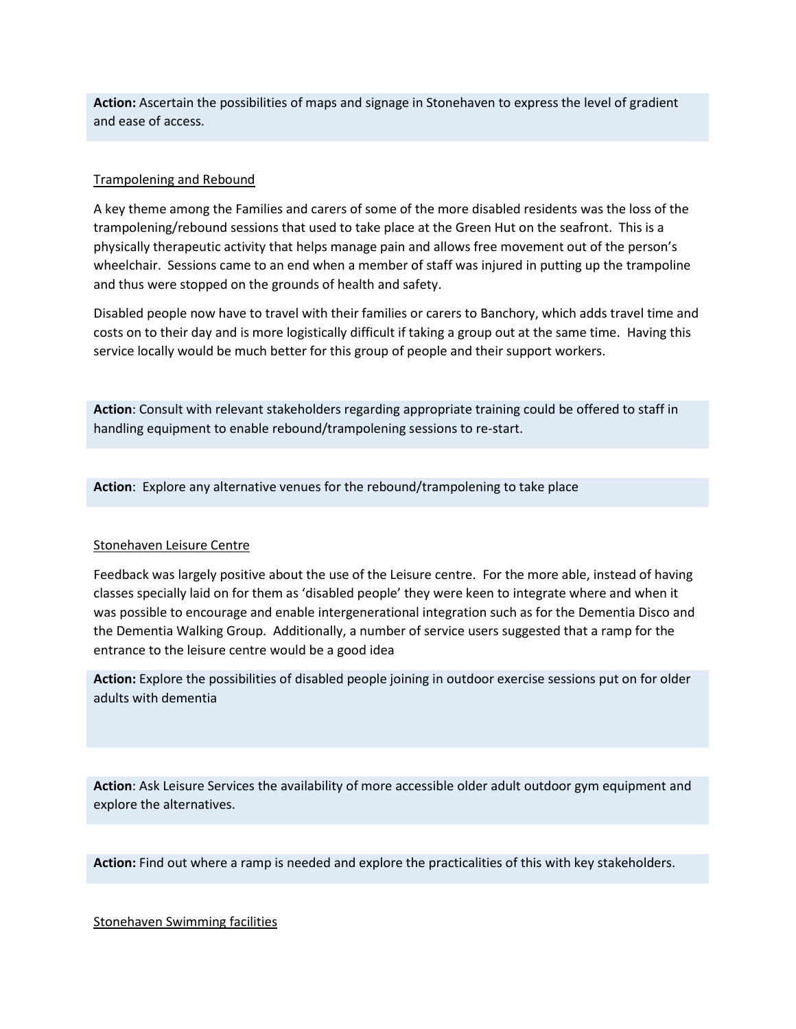**Action:** Ascertain the possibilities of maps and signage in Stonehaven to express the level of gradient and ease of access.

Trampolening and Rebound

A key theme among the Families and carers of some of the more disabled residents was the loss of the trampolening/rebound sessions that used to take place at the Green Hut on the seafront. This is a physically therapeutic activity that helps manage pain and allows free movement out of the person's wheelchair. Sessions came to an end when a member of staff was injured in putting up the trampoline and thus were stopped on the grounds of health and safety.

Disabled people now have to travel with their families or carers to Banchory, which adds travel time and costs on to their day and is more logistically difficult if taking a group out at the same time. Having this service locally would be much better for this group of people and their support workers.

**Action**: Consult with relevant stakeholders regarding appropriate training could be offered to staff in handling equipment to enable rebound/trampolening sessions to re-start.

**Action**: Explore any alternative venues for the rebound/trampolening to take place

Stonehaven Leisure Centre

Feedback was largely positive about the use of the Leisure centre. For the more able, instead of having classes specially laid on for them as 'disabled people' they were keen to integrate where and when it was possible to encourage and enable intergenerational integration such as for the Dementia Disco and the Dementia Walking Group. Additionally, a number of service users suggested that a ramp for the entrance to the leisure centre would be a good idea

**Action:** Explore the possibilities of disabled people joining in outdoor exercise sessions put on for older adults with dementia

**Action**: Ask Leisure Services the availability of more accessible older adult outdoor gym equipment and explore the alternatives.

**Action:** Find out where a ramp is needed and explore the practicalities of this with key stakeholders.

Stonehaven Swimming facilities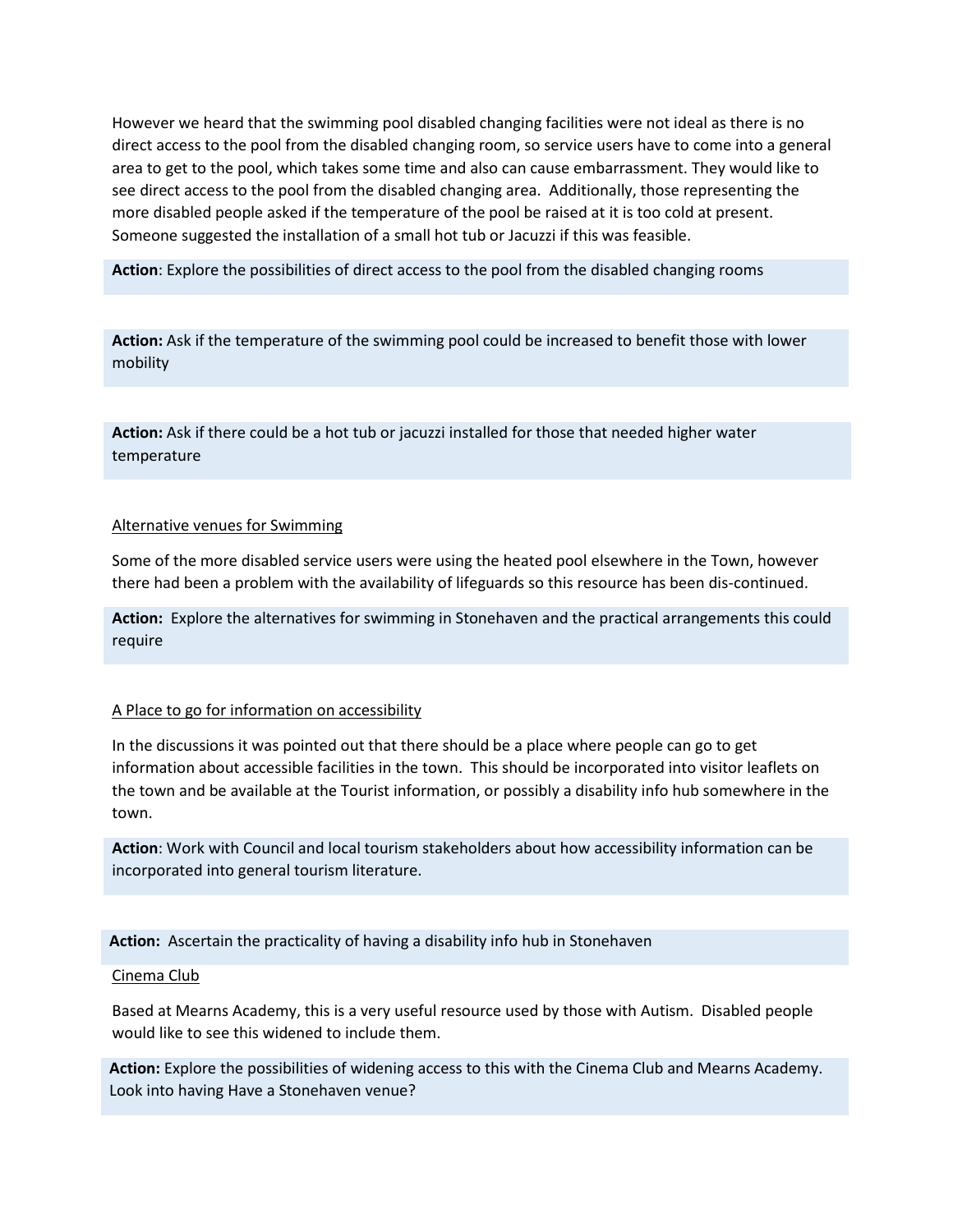However we heard that the swimming pool disabled changing facilities were not ideal as there is no direct access to the pool from the disabled changing room, so service users have to come into a general area to get to the pool, which takes some time and also can cause embarrassment. They would like to see direct access to the pool from the disabled changing area. Additionally, those representing the more disabled people asked if the temperature of the pool be raised at it is too cold at present. Someone suggested the installation of a small hot tub or Jacuzzi if this was feasible.

**Action**: Explore the possibilities of direct access to the pool from the disabled changing rooms

**Action:** Ask if the temperature of the swimming pool could be increased to benefit those with lower mobility

**Action:** Ask if there could be a hot tub or jacuzzi installed for those that needed higher water temperature

Alternative venues for Swimming

Some of the more disabled service users were using the heated pool elsewhere in the Town, however there had been a problem with the availability of lifeguards so this resource has been dis-continued.

**Action:** Explore the alternatives for swimming in Stonehaven and the practical arrangements this could require

A Place to go for information on accessibility

In the discussions it was pointed out that there should be a place where people can go to get information about accessible facilities in the town. This should be incorporated into visitor leaflets on the town and be available at the Tourist information, or possibly a disability info hub somewhere in the town.

**Action**: Work with Council and local tourism stakeholders about how accessibility information can be incorporated into general tourism literature.

**Action:** Ascertain the practicality of having a disability info hub in Stonehaven

Cinema Club

Based at Mearns Academy, this is a very useful resource used by those with Autism. Disabled people would like to see this widened to include them.

**Action:** Explore the possibilities of widening access to this with the Cinema Club and Mearns Academy. Look into having Have a Stonehaven venue?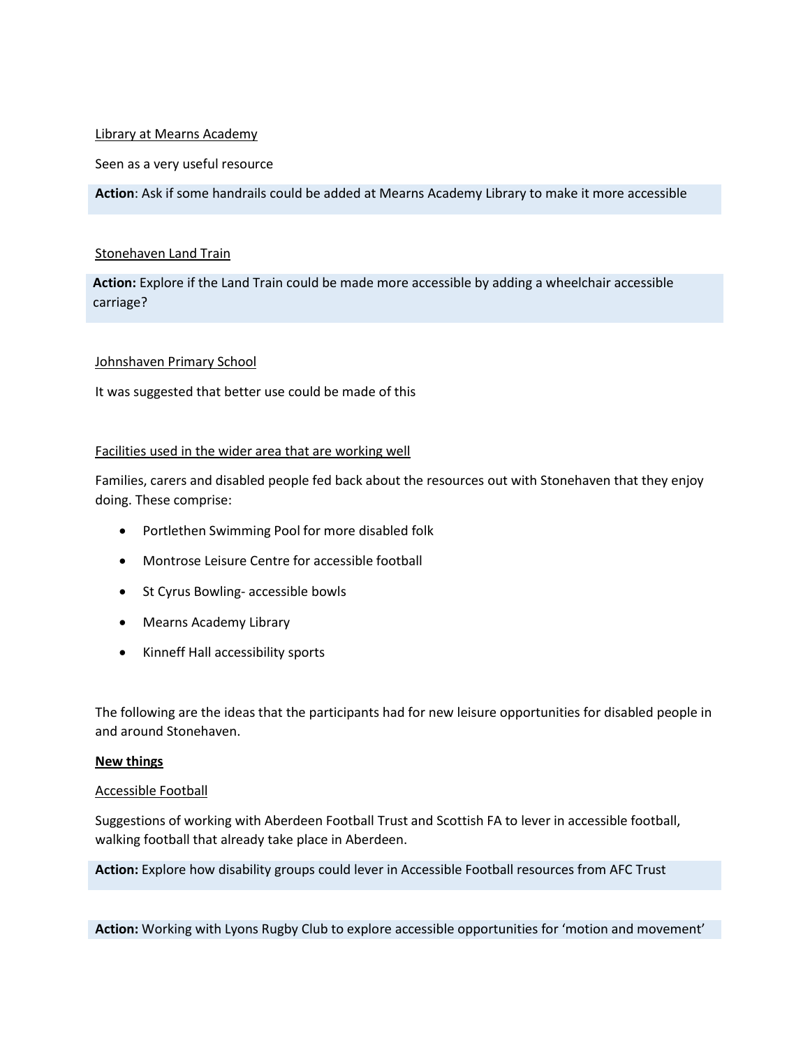Library at Mearns Academy

Seen as a very useful resource

**Action**: Ask if some handrails could be added at Mearns Academy Library to make it more accessible

Stonehaven Land Train

**Action:** Explore if the Land Train could be made more accessible by adding a wheelchair accessible carriage?

Johnshaven Primary School

It was suggested that better use could be made of this

Facilities used in the wider area that are working well

Families, carers and disabled people fed back about the resources out with Stonehaven that they enjoy doing. These comprise:

- Portlethen Swimming Pool for more disabled folk
- Montrose Leisure Centre for accessible football
- St Cyrus Bowling- accessible bowls
- Mearns Academy Library
- Kinneff Hall accessibility sports

The following are the ideas that the participants had for new leisure opportunities for disabled people in and around Stonehaven.

**New things**

Accessible Football

Suggestions of working with Aberdeen Football Trust and Scottish FA to lever in accessible football, walking football that already take place in Aberdeen.

**Action:** Explore how disability groups could lever in Accessible Football resources from AFC Trust

**Action:** Working with Lyons Rugby Club to explore accessible opportunities for 'motion and movement'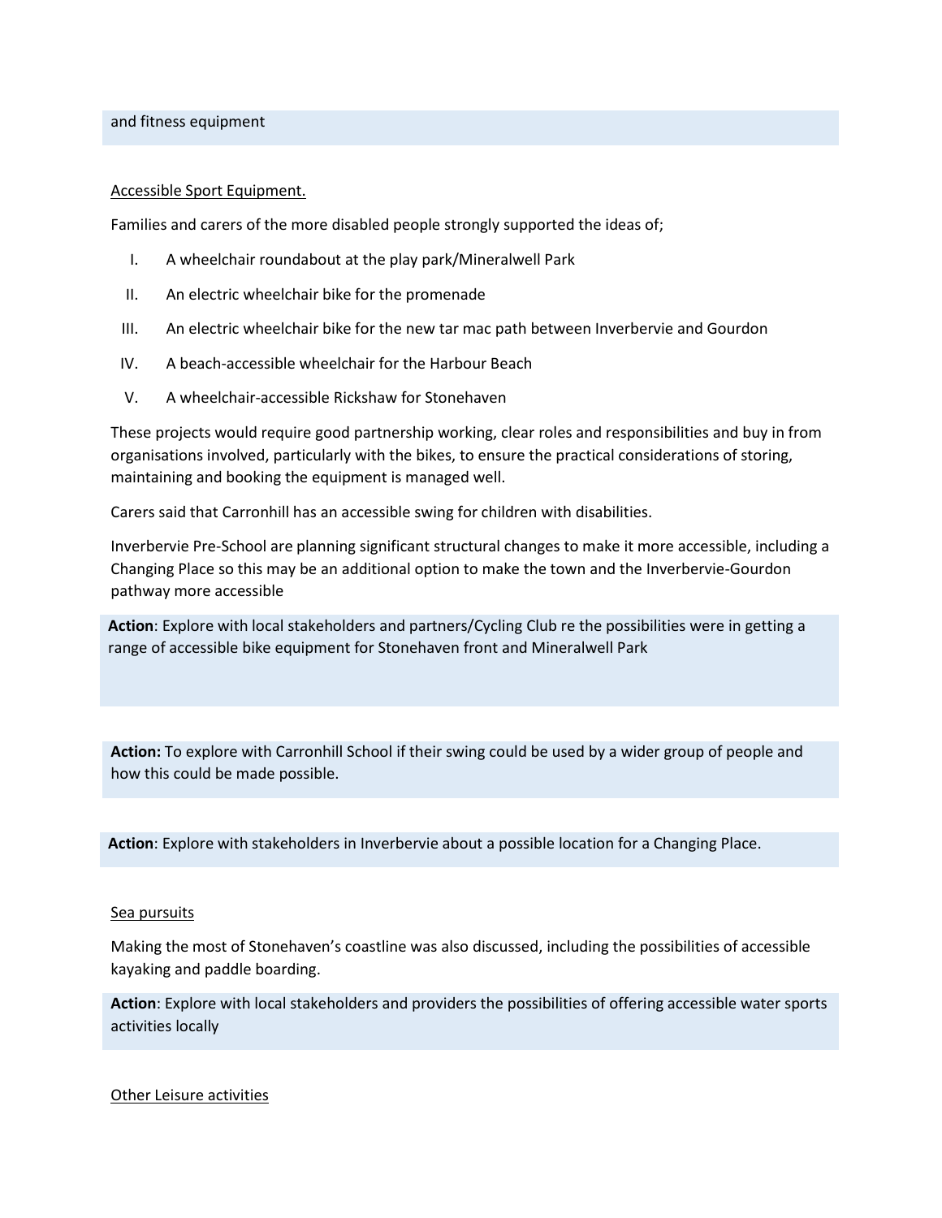and fitness equipment

Accessible Sport Equipment.

Families and carers of the more disabled people strongly supported the ideas of;

I. A wheelchair roundabout at the play park/Mineralwell Park
II. An electric wheelchair bike for the promenade
III. An electric wheelchair bike for the new tar mac path between Inverbervie and Gourdon
IV. A beach-accessible wheelchair for the Harbour Beach
V. A wheelchair-accessible Rickshaw for Stonehaven

These projects would require good partnership working, clear roles and responsibilities and buy in from organisations involved, particularly with the bikes, to ensure the practical considerations of storing, maintaining and booking the equipment is managed well.

Carers said that Carronhill has an accessible swing for children with disabilities.

Inverbervie Pre-School are planning significant structural changes to make it more accessible, including a Changing Place so this may be an additional option to make the town and the Inverbervie-Gourdon pathway more accessible

**Action**: Explore with local stakeholders and partners/Cycling Club re the possibilities were in getting a range of accessible bike equipment for Stonehaven front and Mineralwell Park

**Action:** To explore with Carronhill School if their swing could be used by a wider group of people and how this could be made possible.

**Action**: Explore with stakeholders in Inverbervie about a possible location for a Changing Place.

Sea pursuits

Making the most of Stonehaven's coastline was also discussed, including the possibilities of accessible kayaking and paddle boarding.

**Action**: Explore with local stakeholders and providers the possibilities of offering accessible water sports activities locally

Other Leisure activities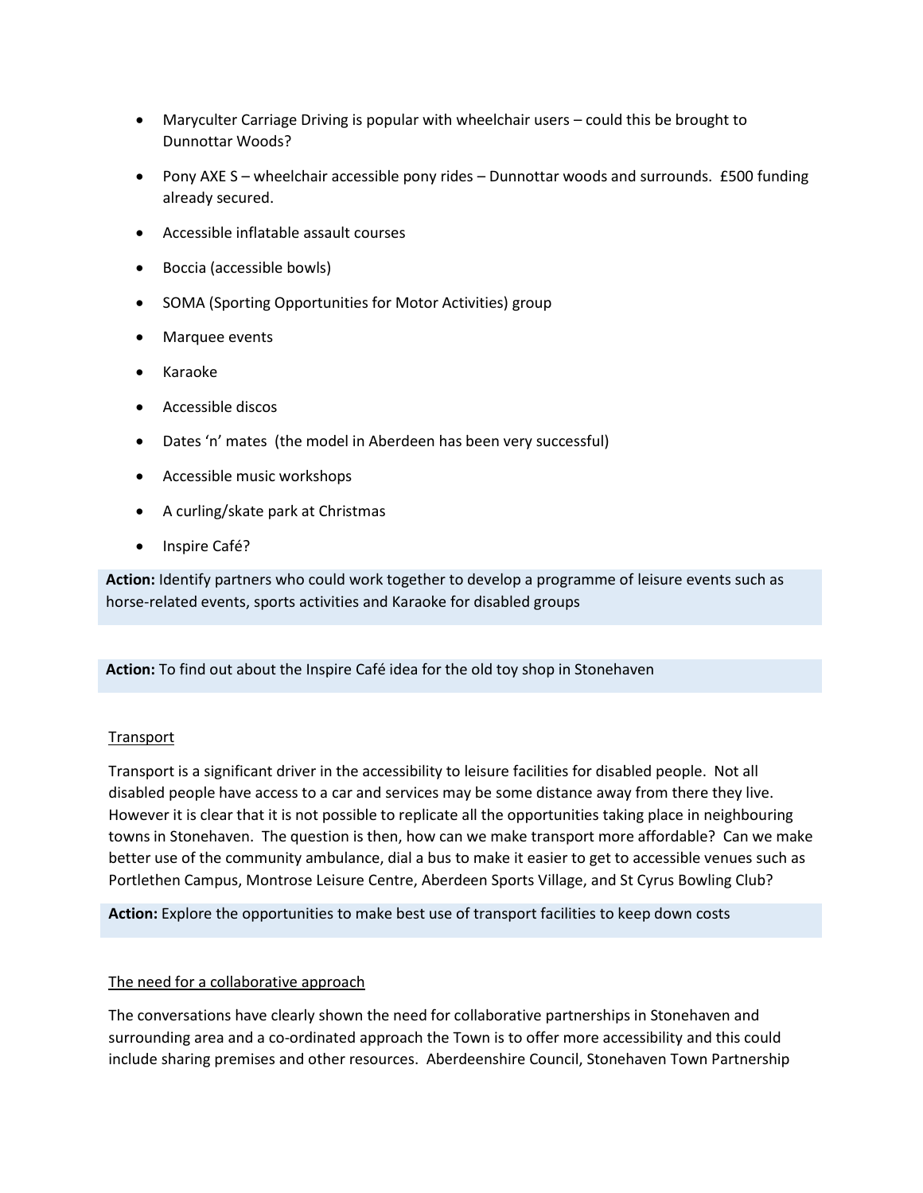- Maryculter Carriage Driving is popular with wheelchair users – could this be brought to Dunnottar Woods?
- Pony AXE S – wheelchair accessible pony rides – Dunnottar woods and surrounds. £500 funding already secured.
- Accessible inflatable assault courses
- Boccia (accessible bowls)
- SOMA (Sporting Opportunities for Motor Activities) group
- Marquee events
- Karaoke
- Accessible discos
- Dates 'n' mates (the model in Aberdeen has been very successful)
- Accessible music workshops
- A curling/skate park at Christmas
- Inspire Café?

**Action:** Identify partners who could work together to develop a programme of leisure events such as horse-related events, sports activities and Karaoke for disabled groups

**Action:** To find out about the Inspire Café idea for the old toy shop in Stonehaven

Transport

Transport is a significant driver in the accessibility to leisure facilities for disabled people. Not all disabled people have access to a car and services may be some distance away from there they live. However it is clear that it is not possible to replicate all the opportunities taking place in neighbouring towns in Stonehaven. The question is then, how can we make transport more affordable? Can we make better use of the community ambulance, dial a bus to make it easier to get to accessible venues such as Portlethen Campus, Montrose Leisure Centre, Aberdeen Sports Village, and St Cyrus Bowling Club?

**Action:** Explore the opportunities to make best use of transport facilities to keep down costs

The need for a collaborative approach

The conversations have clearly shown the need for collaborative partnerships in Stonehaven and surrounding area and a co-ordinated approach the Town is to offer more accessibility and this could include sharing premises and other resources. Aberdeenshire Council, Stonehaven Town Partnership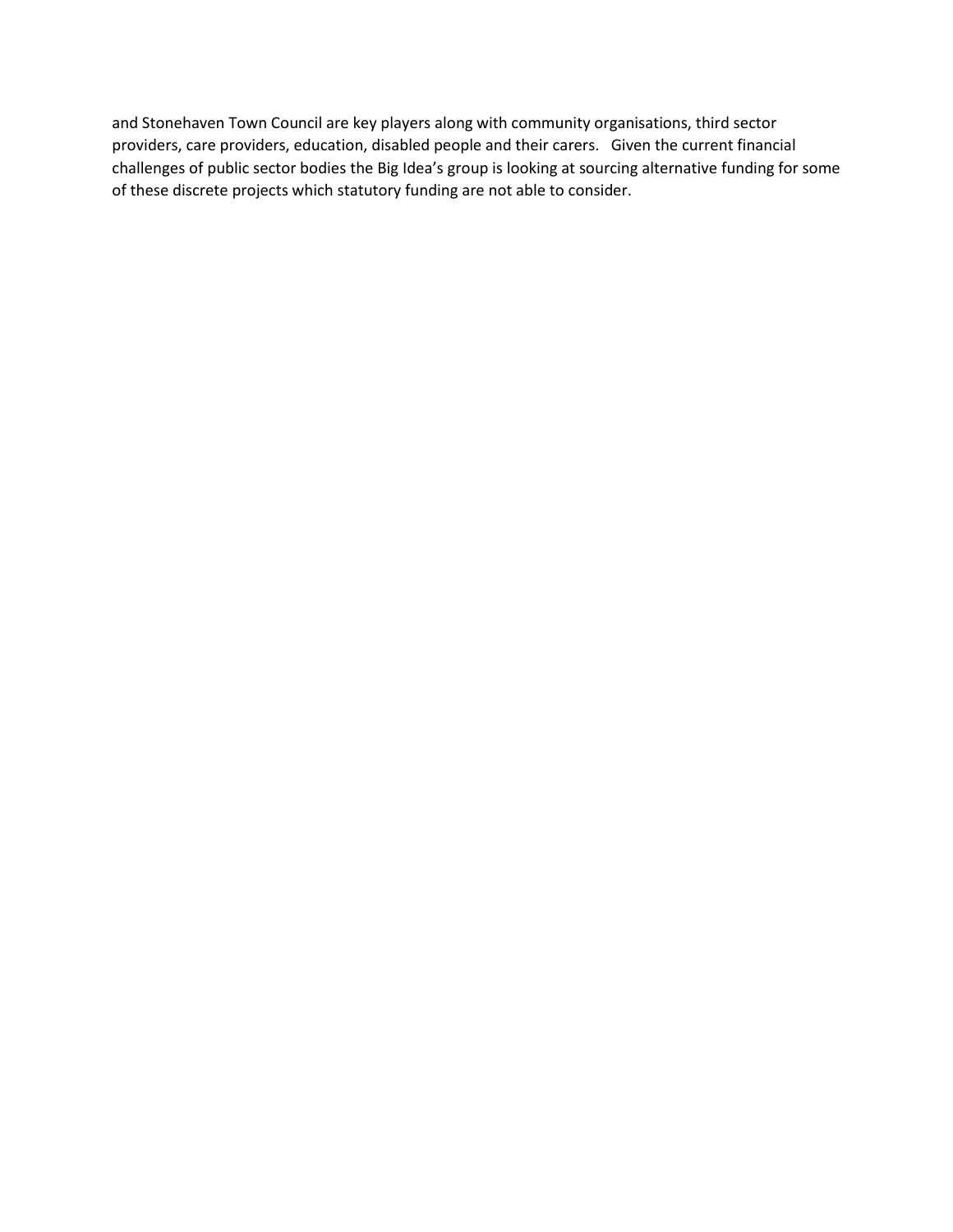and Stonehaven Town Council are key players along with community organisations, third sector providers, care providers, education, disabled people and their carers. Given the current financial challenges of public sector bodies the Big Idea's group is looking at sourcing alternative funding for some of these discrete projects which statutory funding are not able to consider.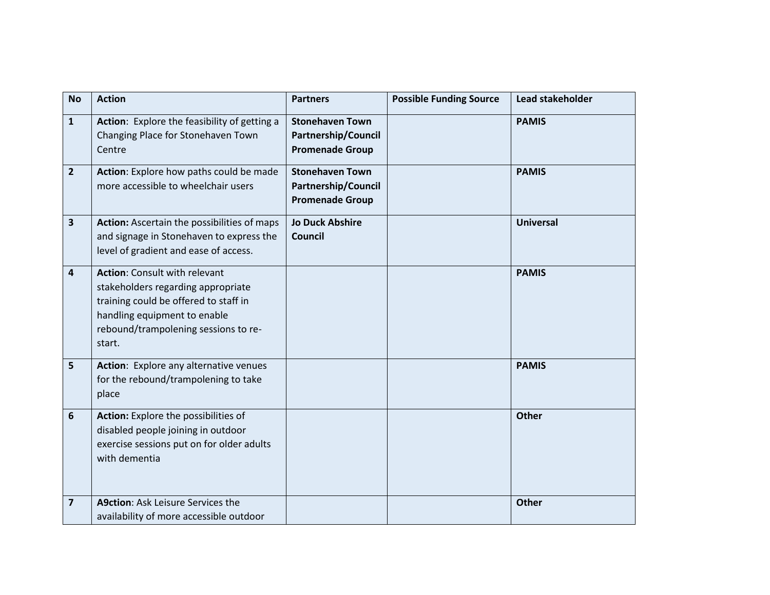| No | Action | Partners | Possible Funding Source | Lead stakeholder |
|---|---|---|---|---|
| **1** | **Action**: Explore the feasibility of getting a Changing Place for Stonehaven Town Centre | **Stonehaven Town Partnership/Council Promenade Group** | | **PAMIS** |
| **2** | **Action**: Explore how paths could be made more accessible to wheelchair users | **Stonehaven Town Partnership/Council Promenade Group** | | **PAMIS** |
| **3** | **Action:** Ascertain the possibilities of maps and signage in Stonehaven to express the level of gradient and ease of access. | **Jo Duck Abshire Council** | | **Universal** |
| **4** | **Action**: Consult with relevant stakeholders regarding appropriate training could be offered to staff in handling equipment to enable rebound/trampolening sessions to re-start. | | | **PAMIS** |
| **5** | **Action**: Explore any alternative venues for the rebound/trampolening to take place | | | **PAMIS** |
| **6** | **Action:** Explore the possibilities of disabled people joining in outdoor exercise sessions put on for older adults with dementia | | | **Other** |
| **7** | **A9ction**: Ask Leisure Services the availability of more accessible outdoor | | | **Other** |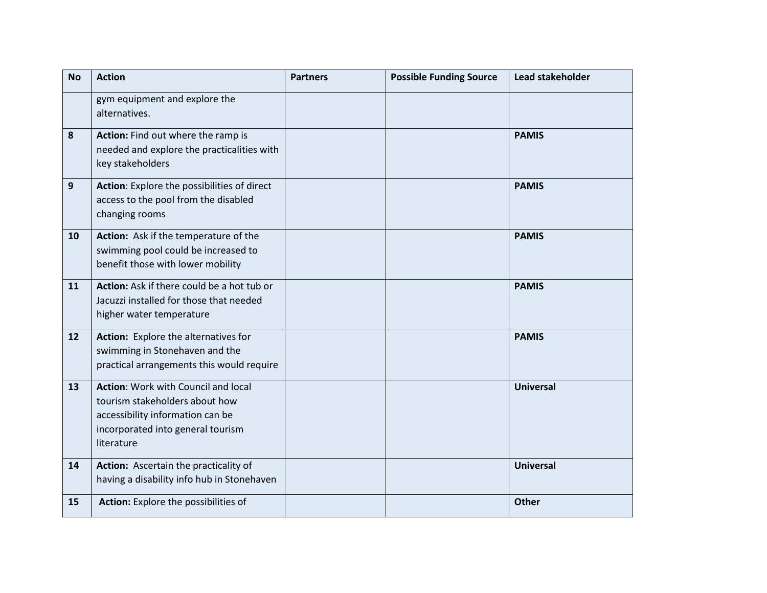| No | Action | Partners | Possible Funding Source | Lead stakeholder |
|---|---|---|---|---|
| | gym equipment and explore the alternatives. | | | |
| **8** | **Action:** Find out where the ramp is needed and explore the practicalities with key stakeholders | | | **PAMIS** |
| **9** | **Action**: Explore the possibilities of direct access to the pool from the disabled changing rooms | | | **PAMIS** |
| **10** | **Action:** Ask if the temperature of the swimming pool could be increased to benefit those with lower mobility | | | **PAMIS** |
| **11** | **Action:** Ask if there could be a hot tub or Jacuzzi installed for those that needed higher water temperature | | | **PAMIS** |
| **12** | **Action:** Explore the alternatives for swimming in Stonehaven and the practical arrangements this would require | | | **PAMIS** |
| **13** | **Action**: Work with Council and local tourism stakeholders about how accessibility information can be incorporated into general tourism literature | | | **Universal** |
| **14** | **Action:** Ascertain the practicality of having a disability info hub in Stonehaven | | | **Universal** |
| **15** | **Action:** Explore the possibilities of | | | **Other** |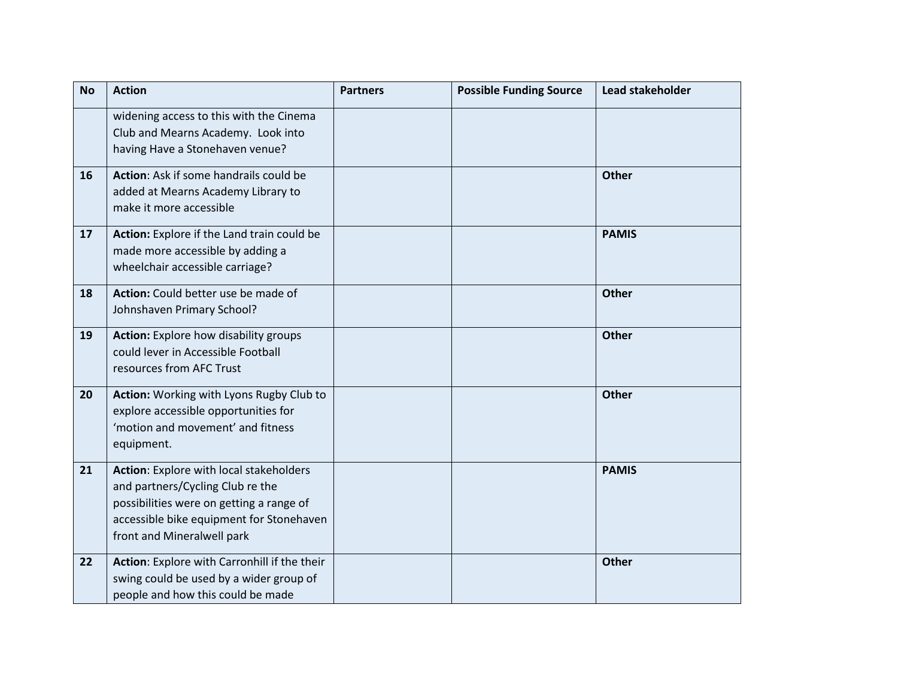| No | Action | Partners | Possible Funding Source | Lead stakeholder |
|---|---|---|---|---|
| | widening access to this with the Cinema Club and Mearns Academy. Look into having Have a Stonehaven venue? | | | |
| **16** | **Action**: Ask if some handrails could be added at Mearns Academy Library to make it more accessible | | | **Other** |
| **17** | **Action:** Explore if the Land train could be made more accessible by adding a wheelchair accessible carriage? | | | **PAMIS** |
| **18** | **Action:** Could better use be made of Johnshaven Primary School? | | | **Other** |
| **19** | **Action:** Explore how disability groups could lever in Accessible Football resources from AFC Trust | | | **Other** |
| **20** | **Action:** Working with Lyons Rugby Club to explore accessible opportunities for 'motion and movement' and fitness equipment. | | | **Other** |
| **21** | **Action**: Explore with local stakeholders and partners/Cycling Club re the possibilities were on getting a range of accessible bike equipment for Stonehaven front and Mineralwell park | | | **PAMIS** |
| **22** | **Action**: Explore with Carronhill if the their swing could be used by a wider group of people and how this could be made | | | **Other** |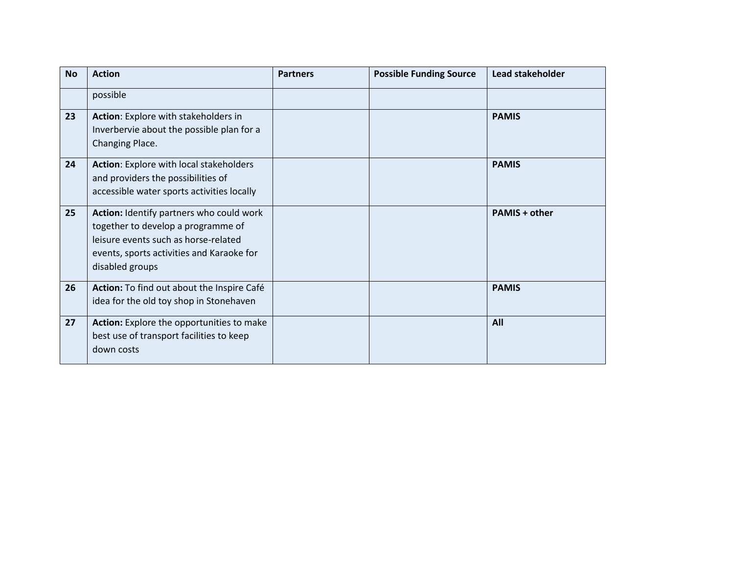| No | Action | Partners | Possible Funding Source | Lead stakeholder |
|---|---|---|---|---|
| | possible | | | |
| **23** | **Action**: Explore with stakeholders in Inverbervie about the possible plan for a Changing Place. | | | **PAMIS** |
| **24** | **Action**: Explore with local stakeholders and providers the possibilities of accessible water sports activities locally | | | **PAMIS** |
| **25** | **Action:** Identify partners who could work together to develop a programme of leisure events such as horse-related events, sports activities and Karaoke for disabled groups | | | **PAMIS + other** |
| **26** | **Action:** To find out about the Inspire Café idea for the old toy shop in Stonehaven | | | **PAMIS** |
| **27** | **Action:** Explore the opportunities to make best use of transport facilities to keep down costs | | | **All** |